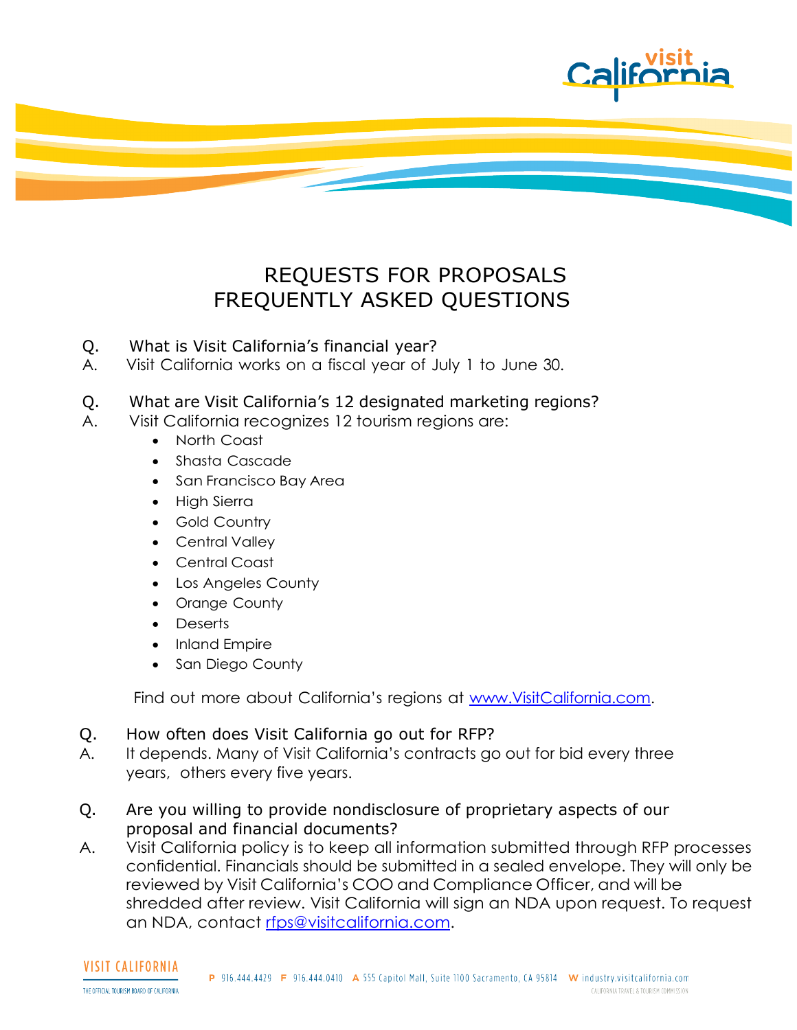# REQUESTS FOR PROPOSALS
# FREQUENTLY ASKED QUESTIONS

Q. What is Visit California's financial year?
A. Visit California works on a fiscal year of July 1 to June 30.

Q. What are Visit California's 12 designated marketing regions?
A. Visit California recognizes 12 tourism regions are:

- North Coast
- Shasta Cascade
- San Francisco Bay Area
- High Sierra
- Gold Country
- Central Valley
- Central Coast
- Los Angeles County
- Orange County
- Deserts
- Inland Empire
- San Diego County

Find out more about California's regions at [www.VisitCalifornia.com](http://www.VisitCalifornia.com).

Q. How often does Visit California go out for RFP?
A. It depends. Many of Visit California's contracts go out for bid every three years, others every five years.

Q. Are you willing to provide nondisclosure of proprietary aspects of our proposal and financial documents?
A. Visit California policy is to keep all information submitted through RFP processes confidential. Financials should be submitted in a sealed envelope. They will only be reviewed by Visit California's COO and Compliance Officer, and will be shredded after review. Visit California will sign an NDA upon request. To request an NDA, contact [rfps@visitcalifornia.com](mailto:rfps@visitcalifornia.com).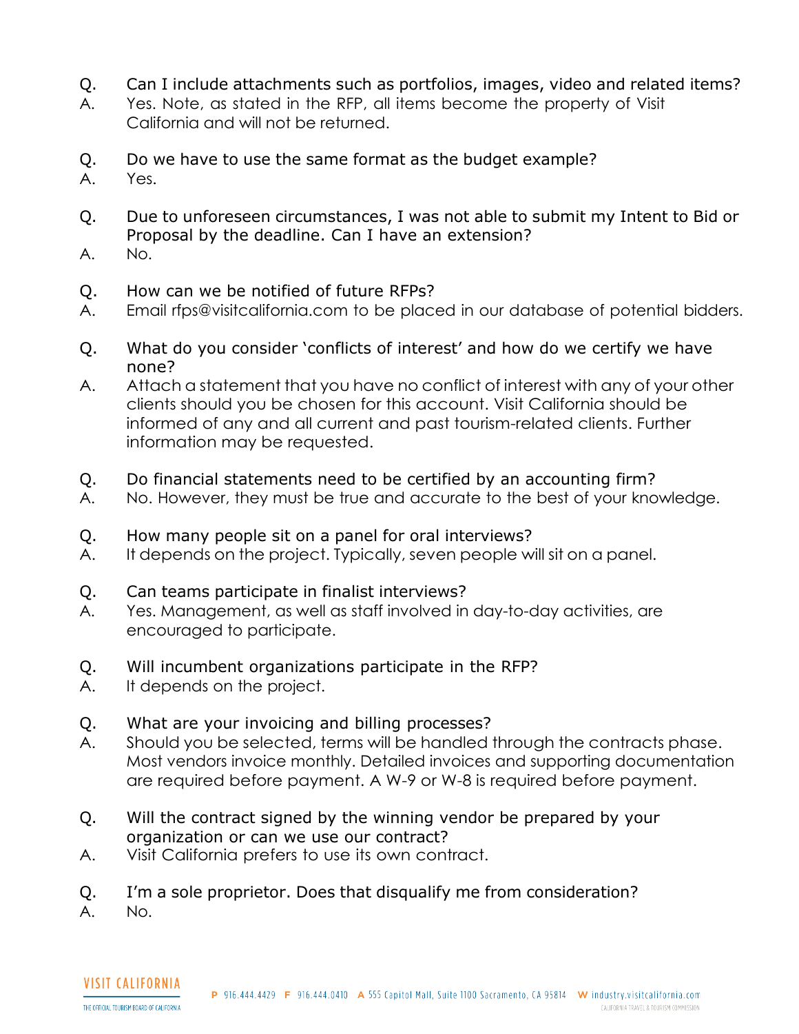Q. Can I include attachments such as portfolios, images, video and related items?
A. Yes. Note, as stated in the RFP, all items become the property of Visit California and will not be returned.

Q. Do we have to use the same format as the budget example?
A. Yes.

Q. Due to unforeseen circumstances, I was not able to submit my Intent to Bid or Proposal by the deadline. Can I have an extension?
A. No.

Q. How can we be notified of future RFPs?
A. Email rfps@visitcalifornia.com to be placed in our database of potential bidders.

Q. What do you consider 'conflicts of interest' and how do we certify we have none?
A. Attach a statement that you have no conflict of interest with any of your other clients should you be chosen for this account. Visit California should be informed of any and all current and past tourism-related clients. Further information may be requested.

Q. Do financial statements need to be certified by an accounting firm?
A. No. However, they must be true and accurate to the best of your knowledge.

Q. How many people sit on a panel for oral interviews?
A. It depends on the project. Typically, seven people will sit on a panel.

Q. Can teams participate in finalist interviews?
A. Yes. Management, as well as staff involved in day-to-day activities, are encouraged to participate.

Q. Will incumbent organizations participate in the RFP?
A. It depends on the project.

Q. What are your invoicing and billing processes?
A. Should you be selected, terms will be handled through the contracts phase. Most vendors invoice monthly. Detailed invoices and supporting documentation are required before payment. A W-9 or W-8 is required before payment.

Q. Will the contract signed by the winning vendor be prepared by your organization or can we use our contract?
A. Visit California prefers to use its own contract.

Q. I'm a sole proprietor. Does that disqualify me from consideration?
A. No.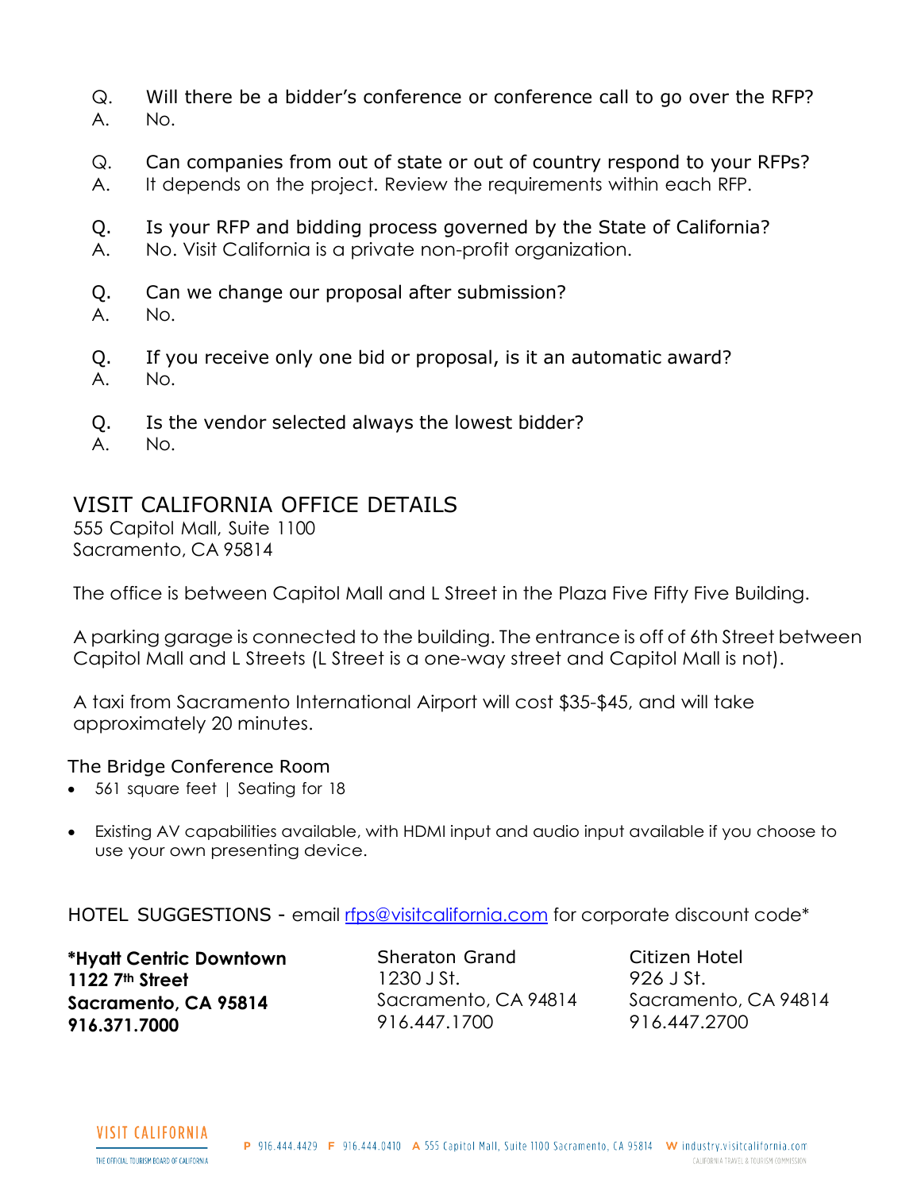Q. Will there be a bidder's conference or conference call to go over the RFP?
A. No.

Q. Can companies from out of state or out of country respond to your RFPs?
A. It depends on the project. Review the requirements within each RFP.

Q. Is your RFP and bidding process governed by the State of California?
A. No. Visit California is a private non-profit organization.

Q. Can we change our proposal after submission?
A. No.

Q. If you receive only one bid or proposal, is it an automatic award?
A. No.

Q. Is the vendor selected always the lowest bidder?
A. No.

## VISIT CALIFORNIA OFFICE DETAILS

555 Capitol Mall, Suite 1100
Sacramento, CA 95814

The office is between Capitol Mall and L Street in the Plaza Five Fifty Five Building.

A parking garage is connected to the building. The entrance is off of 6th Street between Capitol Mall and L Streets (L Street is a one-way street and Capitol Mall is not).

A taxi from Sacramento International Airport will cost $35-$45, and will take approximately 20 minutes.

### The Bridge Conference Room

- 561 square feet | Seating for 18
- Existing AV capabilities available, with HDMI input and audio input available if you choose to use your own presenting device.

HOTEL SUGGESTIONS - email rfps@visitcalifornia.com for corporate discount code*

**\*Hyatt Centric Downtown**
**1122 7th Street**
**Sacramento, CA 95814**
**916.371.7000**

Sheraton Grand
1230 J St.
Sacramento, CA 94814
916.447.1700

Citizen Hotel
926 J St.
Sacramento, CA 94814
916.447.2700